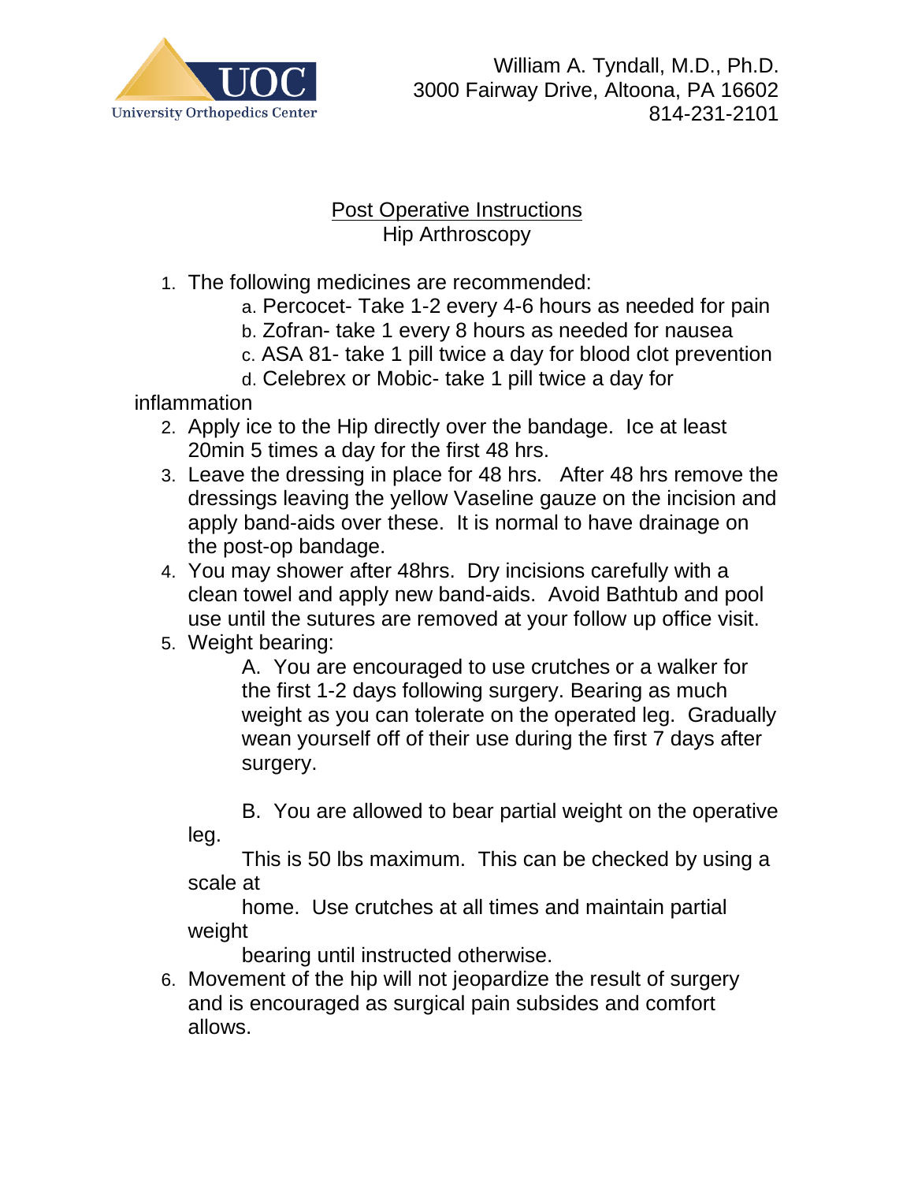University Orthopedics Center

William A. Tyndall, M.D., Ph.D.
3000 Fairway Drive, Altoona, PA 16602
814-231-2101

## Post Operative Instructions
## Hip Arthroscopy

1. The following medicines are recommended:
   a. Percocet- Take 1-2 every 4-6 hours as needed for pain
   b. Zofran- take 1 every 8 hours as needed for nausea
   c. ASA 81- take 1 pill twice a day for blood clot prevention
   d. Celebrex or Mobic- take 1 pill twice a day for inflammation
2. Apply ice to the Hip directly over the bandage. Ice at least 20min 5 times a day for the first 48 hrs.
3. Leave the dressing in place for 48 hrs. After 48 hrs remove the dressings leaving the yellow Vaseline gauze on the incision and apply band-aids over these. It is normal to have drainage on the post-op bandage.
4. You may shower after 48hrs. Dry incisions carefully with a clean towel and apply new band-aids. Avoid Bathtub and pool use until the sutures are removed at your follow up office visit.
5. Weight bearing:

   A. You are encouraged to use crutches or a walker for the first 1-2 days following surgery. Bearing as much weight as you can tolerate on the operated leg. Gradually wean yourself off of their use during the first 7 days after surgery.

   B. You are allowed to bear partial weight on the operative leg. This is 50 lbs maximum. This can be checked by using a scale at home. Use crutches at all times and maintain partial weight bearing until instructed otherwise.
6. Movement of the hip will not jeopardize the result of surgery and is encouraged as surgical pain subsides and comfort allows.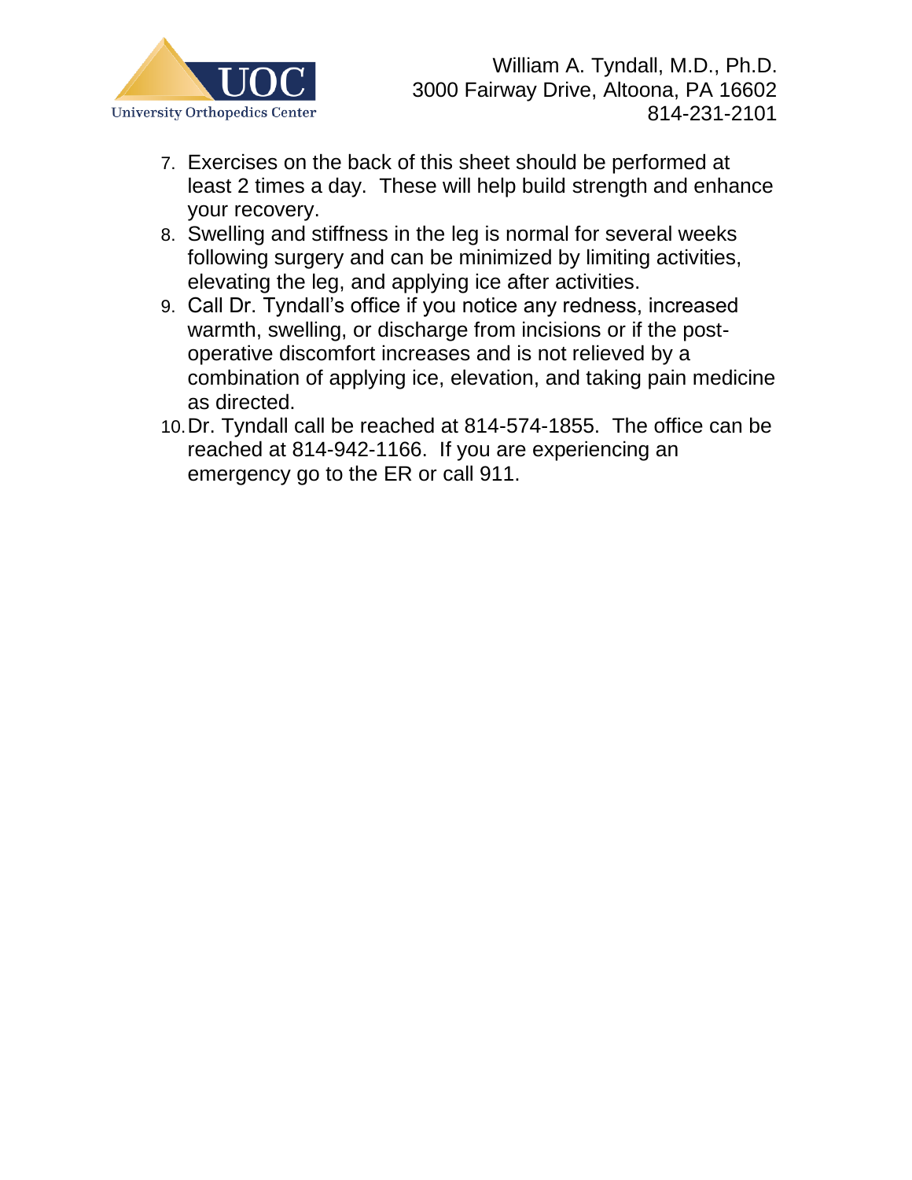William A. Tyndall, M.D., Ph.D.
3000 Fairway Drive, Altoona, PA 16602
814-231-2101

7. Exercises on the back of this sheet should be performed at least 2 times a day. These will help build strength and enhance your recovery.
8. Swelling and stiffness in the leg is normal for several weeks following surgery and can be minimized by limiting activities, elevating the leg, and applying ice after activities.
9. Call Dr. Tyndall's office if you notice any redness, increased warmth, swelling, or discharge from incisions or if the post-operative discomfort increases and is not relieved by a combination of applying ice, elevation, and taking pain medicine as directed.
10. Dr. Tyndall call be reached at 814-574-1855. The office can be reached at 814-942-1166. If you are experiencing an emergency go to the ER or call 911.